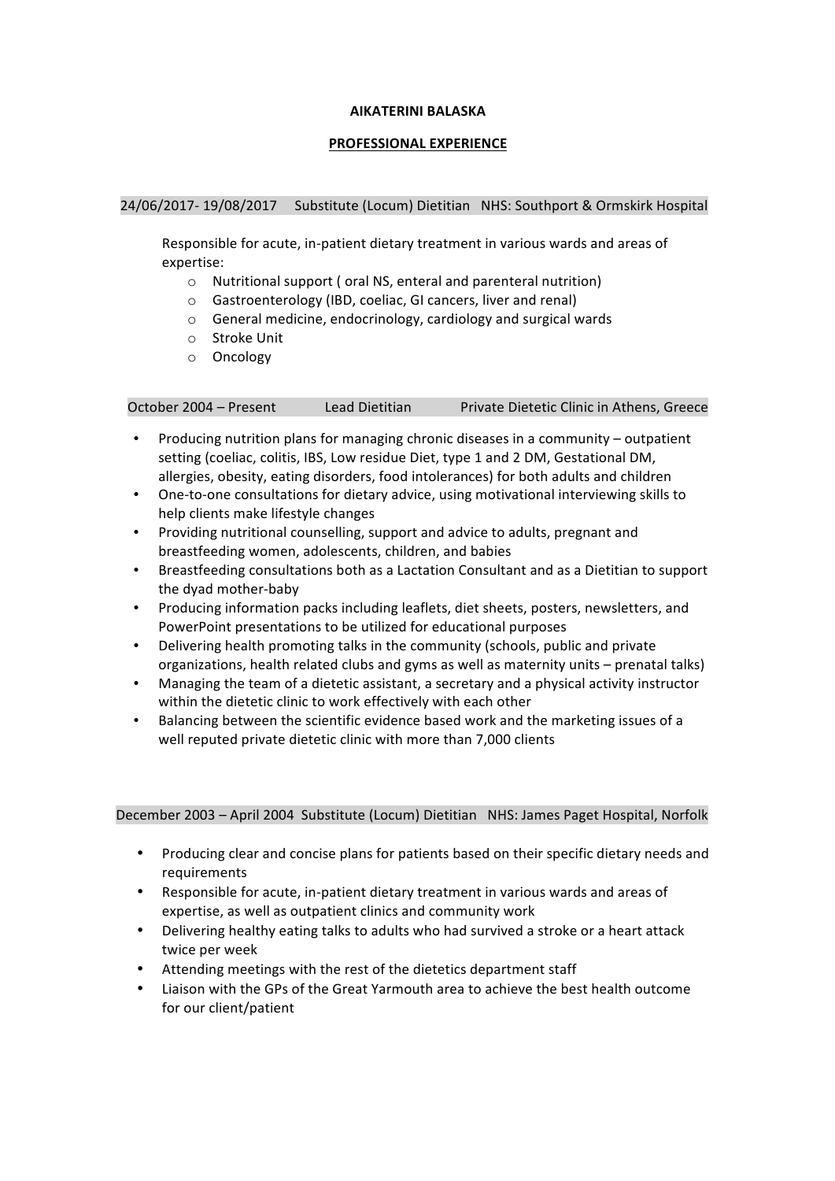# AIKATERINI BALASKA

## PROFESSIONAL EXPERIENCE

24/06/2017- 19/08/2017 Substitute (Locum) Dietitian NHS: Southport & Ormskirk Hospital

Responsible for acute, in-patient dietary treatment in various wards and areas of expertise:

- Nutritional support ( oral NS, enteral and parenteral nutrition)
- Gastroenterology (IBD, coeliac, GI cancers, liver and renal)
- General medicine, endocrinology, cardiology and surgical wards
- Stroke Unit
- Oncology

October 2004 – Present Lead Dietitian Private Dietetic Clinic in Athens, Greece

- Producing nutrition plans for managing chronic diseases in a community – outpatient setting (coeliac, colitis, IBS, Low residue Diet, type 1 and 2 DM, Gestational DM, allergies, obesity, eating disorders, food intolerances) for both adults and children
- One-to-one consultations for dietary advice, using motivational interviewing skills to help clients make lifestyle changes
- Providing nutritional counselling, support and advice to adults, pregnant and breastfeeding women, adolescents, children, and babies
- Breastfeeding consultations both as a Lactation Consultant and as a Dietitian to support the dyad mother-baby
- Producing information packs including leaflets, diet sheets, posters, newsletters, and PowerPoint presentations to be utilized for educational purposes
- Delivering health promoting talks in the community (schools, public and private organizations, health related clubs and gyms as well as maternity units – prenatal talks)
- Managing the team of a dietetic assistant, a secretary and a physical activity instructor within the dietetic clinic to work effectively with each other
- Balancing between the scientific evidence based work and the marketing issues of a well reputed private dietetic clinic with more than 7,000 clients

December 2003 – April 2004 Substitute (Locum) Dietitian NHS: James Paget Hospital, Norfolk

- Producing clear and concise plans for patients based on their specific dietary needs and requirements
- Responsible for acute, in-patient dietary treatment in various wards and areas of expertise, as well as outpatient clinics and community work
- Delivering healthy eating talks to adults who had survived a stroke or a heart attack twice per week
- Attending meetings with the rest of the dietetics department staff
- Liaison with the GPs of the Great Yarmouth area to achieve the best health outcome for our client/patient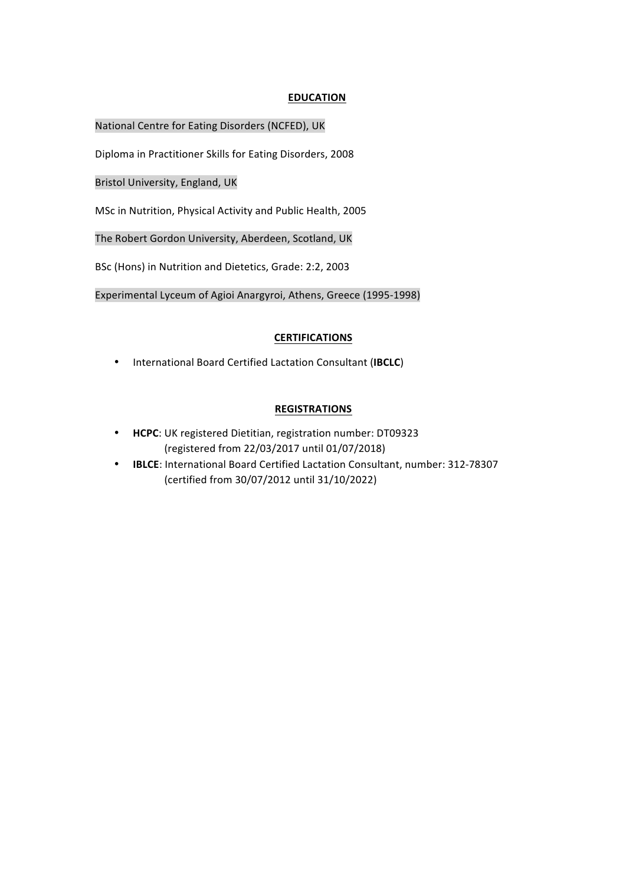## EDUCATION

National Centre for Eating Disorders (NCFED), UK

Diploma in Practitioner Skills for Eating Disorders, 2008

Bristol University, England, UK

MSc in Nutrition, Physical Activity and Public Health, 2005

The Robert Gordon University, Aberdeen, Scotland, UK

BSc (Hons) in Nutrition and Dietetics, Grade: 2:2, 2003

Experimental Lyceum of Agioi Anargyroi, Athens, Greece (1995-1998)

## CERTIFICATIONS

- International Board Certified Lactation Consultant (**IBCLC**)

## REGISTRATIONS

- **HCPC**: UK registered Dietitian, registration number: DT09323 (registered from 22/03/2017 until 01/07/2018)
- **IBLCE**: International Board Certified Lactation Consultant, number: 312-78307 (certified from 30/07/2012 until 31/10/2022)